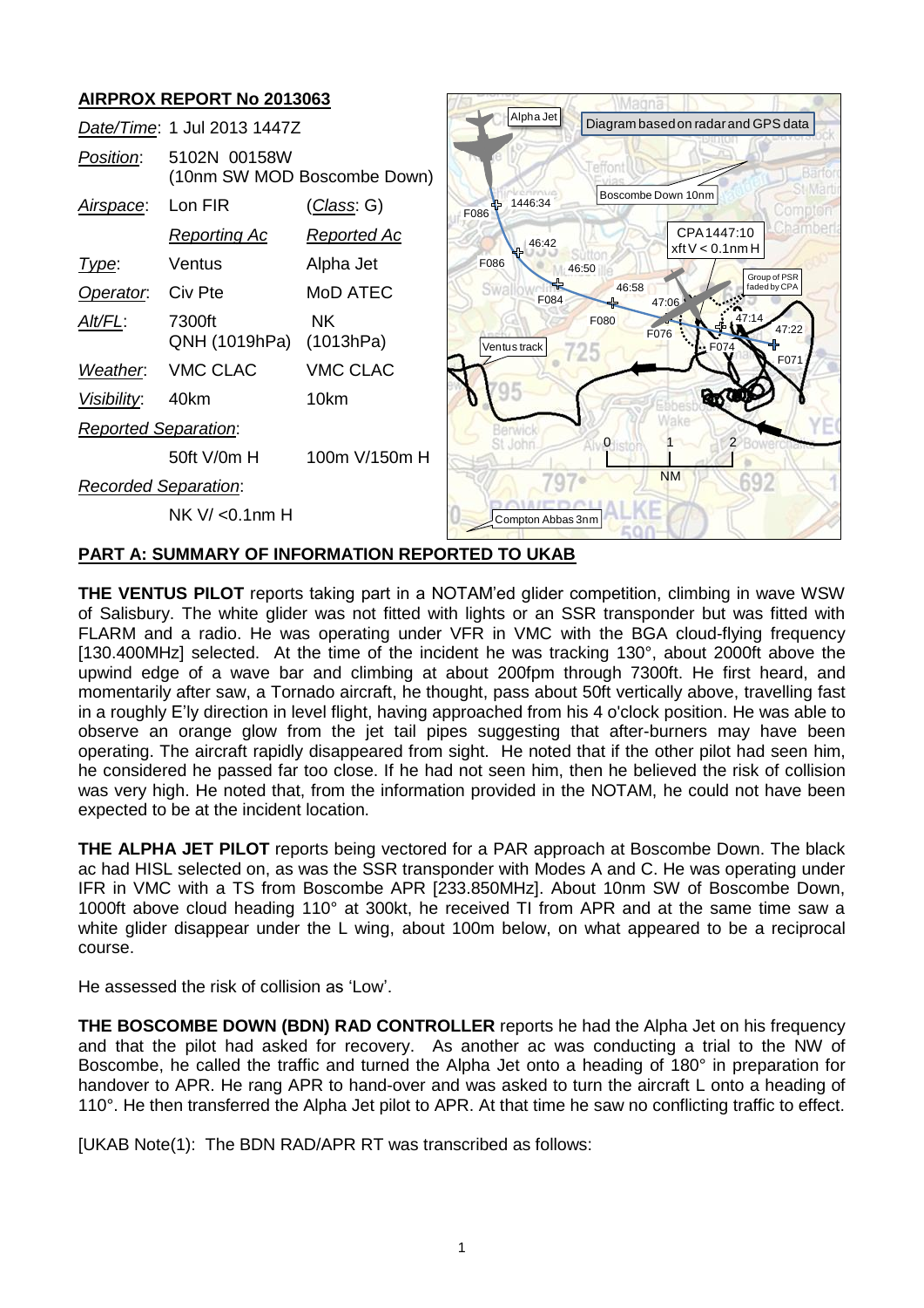## AIRPROX REPORT No 2013063

| | | |
|---|---|---|
| *Date/Time*: | 1 Jul 2013 1447Z | |
| *Position*: | 5102N 00158W (10nm SW MOD Boscombe Down) | |
| *Airspace*: | Lon FIR | (*Class*: G) |
| | *Reporting Ac* | *Reported Ac* |
| *Type*: | Ventus | Alpha Jet |
| *Operator*: | Civ Pte | MoD ATEC |
| *Alt/FL*: | 7300ft QNH (1019hPa) | NK (1013hPa) |
| *Weather*: | VMC CLAC | VMC CLAC |
| *Visibility*: | 40km | 10km |
| *Reported Separation*: | | |
| | 50ft V/0m H | 100m V/150m H |
| *Recorded Separation*: | | |
| | NK V/ <0.1nm H | |

## PART A: SUMMARY OF INFORMATION REPORTED TO UKAB

**THE VENTUS PILOT** reports taking part in a NOTAM'ed glider competition, climbing in wave WSW of Salisbury. The white glider was not fitted with lights or an SSR transponder but was fitted with FLARM and a radio. He was operating under VFR in VMC with the BGA cloud-flying frequency [130.400MHz] selected. At the time of the incident he was tracking 130°, about 2000ft above the upwind edge of a wave bar and climbing at about 200fpm through 7300ft. He first heard, and momentarily after saw, a Tornado aircraft, he thought, pass about 50ft vertically above, travelling fast in a roughly E'ly direction in level flight, having approached from his 4 o'clock position. He was able to observe an orange glow from the jet tail pipes suggesting that after-burners may have been operating. The aircraft rapidly disappeared from sight. He noted that if the other pilot had seen him, he considered he passed far too close. If he had not seen him, then he believed the risk of collision was very high. He noted that, from the information provided in the NOTAM, he could not have been expected to be at the incident location.

**THE ALPHA JET PILOT** reports being vectored for a PAR approach at Boscombe Down. The black ac had HISL selected on, as was the SSR transponder with Modes A and C. He was operating under IFR in VMC with a TS from Boscombe APR [233.850MHz]. About 10nm SW of Boscombe Down, 1000ft above cloud heading 110° at 300kt, he received TI from APR and at the same time saw a white glider disappear under the L wing, about 100m below, on what appeared to be a reciprocal course.

He assessed the risk of collision as 'Low'.

**THE BOSCOMBE DOWN (BDN) RAD CONTROLLER** reports he had the Alpha Jet on his frequency and that the pilot had asked for recovery. As another ac was conducting a trial to the NW of Boscombe, he called the traffic and turned the Alpha Jet onto a heading of 180° in preparation for handover to APR. He rang APR to hand-over and was asked to turn the aircraft L onto a heading of 110°. He then transferred the Alpha Jet pilot to APR. At that time he saw no conflicting traffic to effect.

[UKAB Note(1): The BDN RAD/APR RT was transcribed as follows: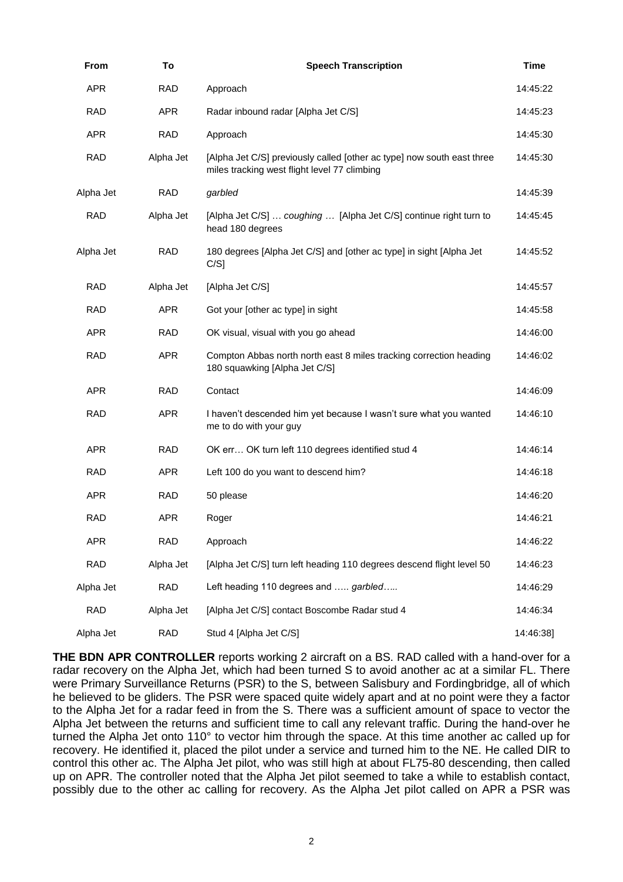| From | To | Speech Transcription | Time |
|---|---|---|---|
| APR | RAD | Approach | 14:45:22 |
| RAD | APR | Radar inbound radar [Alpha Jet C/S] | 14:45:23 |
| APR | RAD | Approach | 14:45:30 |
| RAD | Alpha Jet | [Alpha Jet C/S] previously called [other ac type] now south east three miles tracking west flight level 77 climbing | 14:45:30 |
| Alpha Jet | RAD | *garbled* | 14:45:39 |
| RAD | Alpha Jet | [Alpha Jet C/S] … *coughing* … [Alpha Jet C/S] continue right turn to head 180 degrees | 14:45:45 |
| Alpha Jet | RAD | 180 degrees [Alpha Jet C/S] and [other ac type] in sight [Alpha Jet C/S] | 14:45:52 |
| RAD | Alpha Jet | [Alpha Jet C/S] | 14:45:57 |
| RAD | APR | Got your [other ac type] in sight | 14:45:58 |
| APR | RAD | OK visual, visual with you go ahead | 14:46:00 |
| RAD | APR | Compton Abbas north north east 8 miles tracking correction heading 180 squawking [Alpha Jet C/S] | 14:46:02 |
| APR | RAD | Contact | 14:46:09 |
| RAD | APR | I haven't descended him yet because I wasn't sure what you wanted me to do with your guy | 14:46:10 |
| APR | RAD | OK err… OK turn left 110 degrees identified stud 4 | 14:46:14 |
| RAD | APR | Left 100 do you want to descend him? | 14:46:18 |
| APR | RAD | 50 please | 14:46:20 |
| RAD | APR | Roger | 14:46:21 |
| APR | RAD | Approach | 14:46:22 |
| RAD | Alpha Jet | [Alpha Jet C/S] turn left heading 110 degrees descend flight level 50 | 14:46:23 |
| Alpha Jet | RAD | Left heading 110 degrees and ….. *garbled…..* | 14:46:29 |
| RAD | Alpha Jet | [Alpha Jet C/S] contact Boscombe Radar stud 4 | 14:46:34 |
| Alpha Jet | RAD | Stud 4 [Alpha Jet C/S] | 14:46:38] |

**THE BDN APR CONTROLLER** reports working 2 aircraft on a BS. RAD called with a hand-over for a radar recovery on the Alpha Jet, which had been turned S to avoid another ac at a similar FL. There were Primary Surveillance Returns (PSR) to the S, between Salisbury and Fordingbridge, all of which he believed to be gliders. The PSR were spaced quite widely apart and at no point were they a factor to the Alpha Jet for a radar feed in from the S. There was a sufficient amount of space to vector the Alpha Jet between the returns and sufficient time to call any relevant traffic. During the hand-over he turned the Alpha Jet onto 110° to vector him through the space. At this time another ac called up for recovery. He identified it, placed the pilot under a service and turned him to the NE. He called DIR to control this other ac. The Alpha Jet pilot, who was still high at about FL75-80 descending, then called up on APR. The controller noted that the Alpha Jet pilot seemed to take a while to establish contact, possibly due to the other ac calling for recovery. As the Alpha Jet pilot called on APR a PSR was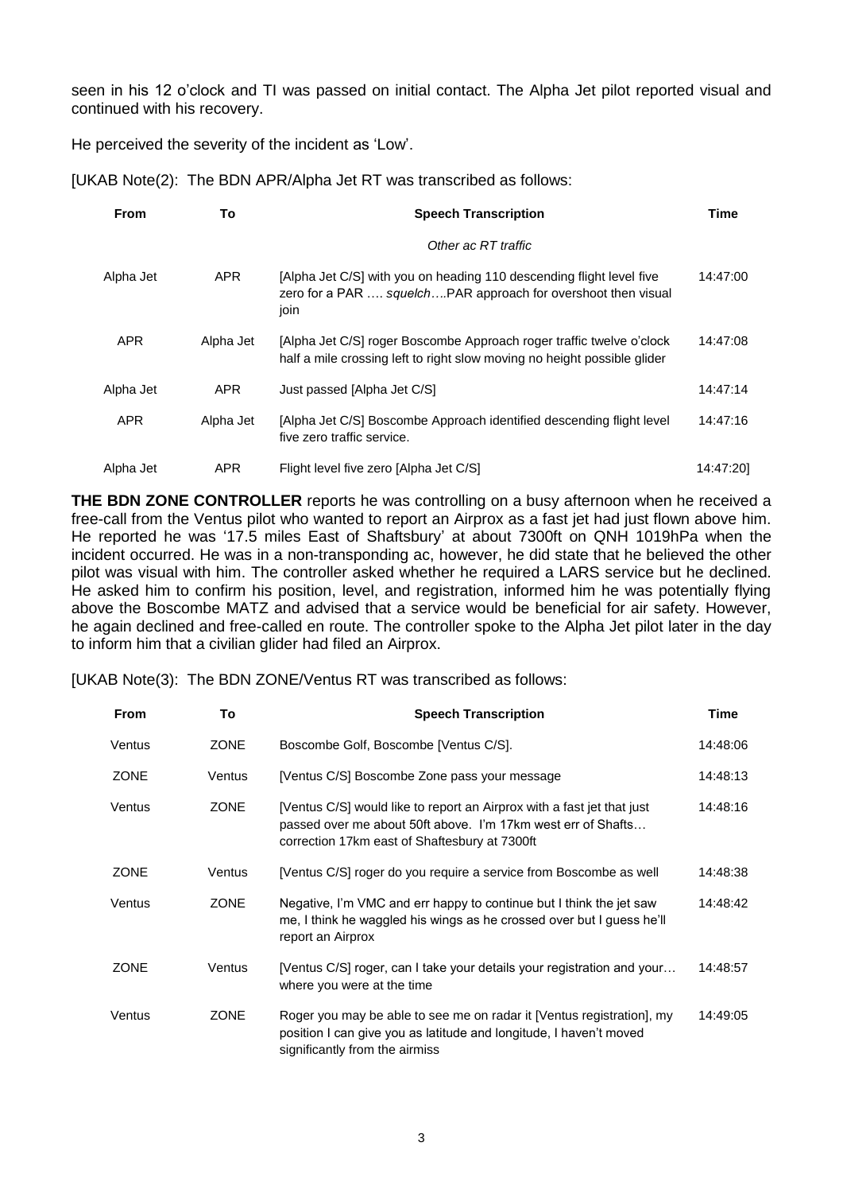seen in his 12 o'clock and TI was passed on initial contact. The Alpha Jet pilot reported visual and continued with his recovery.

He perceived the severity of the incident as 'Low'.

[UKAB Note(2): The BDN APR/Alpha Jet RT was transcribed as follows:

| From | To | Speech Transcription | Time |
|---|---|---|---|
| | | *Other ac RT traffic* | |
| Alpha Jet | APR | [Alpha Jet C/S] with you on heading 110 descending flight level five zero for a PAR …. *squelch*….PAR approach for overshoot then visual join | 14:47:00 |
| APR | Alpha Jet | [Alpha Jet C/S] roger Boscombe Approach roger traffic twelve o'clock half a mile crossing left to right slow moving no height possible glider | 14:47:08 |
| Alpha Jet | APR | Just passed [Alpha Jet C/S] | 14:47:14 |
| APR | Alpha Jet | [Alpha Jet C/S] Boscombe Approach identified descending flight level five zero traffic service. | 14:47:16 |
| Alpha Jet | APR | Flight level five zero [Alpha Jet C/S] | 14:47:20] |

**THE BDN ZONE CONTROLLER** reports he was controlling on a busy afternoon when he received a free-call from the Ventus pilot who wanted to report an Airprox as a fast jet had just flown above him. He reported he was '17.5 miles East of Shaftsbury' at about 7300ft on QNH 1019hPa when the incident occurred. He was in a non-transponding ac, however, he did state that he believed the other pilot was visual with him. The controller asked whether he required a LARS service but he declined. He asked him to confirm his position, level, and registration, informed him he was potentially flying above the Boscombe MATZ and advised that a service would be beneficial for air safety. However, he again declined and free-called en route. The controller spoke to the Alpha Jet pilot later in the day to inform him that a civilian glider had filed an Airprox.

[UKAB Note(3): The BDN ZONE/Ventus RT was transcribed as follows:

| From | To | Speech Transcription | Time |
|---|---|---|---|
| Ventus | ZONE | Boscombe Golf, Boscombe [Ventus C/S]. | 14:48:06 |
| ZONE | Ventus | [Ventus C/S] Boscombe Zone pass your message | 14:48:13 |
| Ventus | ZONE | [Ventus C/S] would like to report an Airprox with a fast jet that just passed over me about 50ft above. I'm 17km west err of Shafts… correction 17km east of Shaftesbury at 7300ft | 14:48:16 |
| ZONE | Ventus | [Ventus C/S] roger do you require a service from Boscombe as well | 14:48:38 |
| Ventus | ZONE | Negative, I'm VMC and err happy to continue but I think the jet saw me, I think he waggled his wings as he crossed over but I guess he'll report an Airprox | 14:48:42 |
| ZONE | Ventus | [Ventus C/S] roger, can I take your details your registration and your… where you were at the time | 14:48:57 |
| Ventus | ZONE | Roger you may be able to see me on radar it [Ventus registration], my position I can give you as latitude and longitude, I haven't moved significantly from the airmiss | 14:49:05 |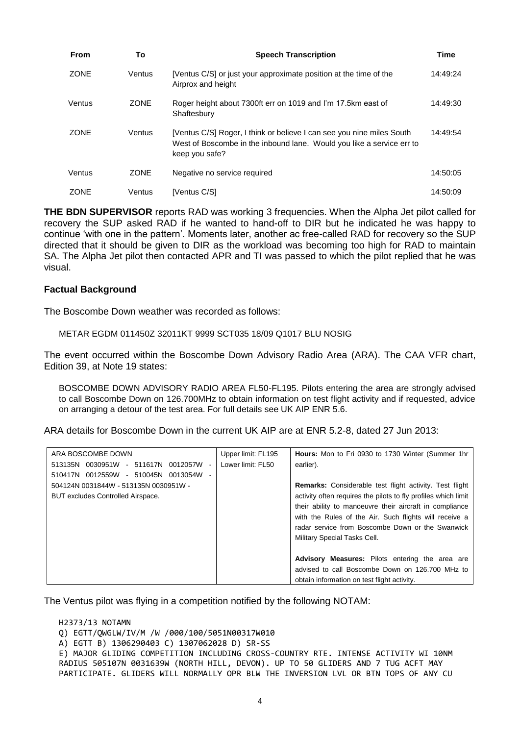| From | To | Speech Transcription | Time |
|---|---|---|---|
| ZONE | Ventus | [Ventus C/S] or just your approximate position at the time of the Airprox and height | 14:49:24 |
| Ventus | ZONE | Roger height about 7300ft err on 1019 and I'm 17.5km east of Shaftesbury | 14:49:30 |
| ZONE | Ventus | [Ventus C/S] Roger, I think or believe I can see you nine miles South West of Boscombe in the inbound lane. Would you like a service err to keep you safe? | 14:49:54 |
| Ventus | ZONE | Negative no service required | 14:50:05 |
| ZONE | Ventus | [Ventus C/S] | 14:50:09 |

**THE BDN SUPERVISOR** reports RAD was working 3 frequencies. When the Alpha Jet pilot called for recovery the SUP asked RAD if he wanted to hand-off to DIR but he indicated he was happy to continue 'with one in the pattern'. Moments later, another ac free-called RAD for recovery so the SUP directed that it should be given to DIR as the workload was becoming too high for RAD to maintain SA. The Alpha Jet pilot then contacted APR and TI was passed to which the pilot replied that he was visual.

**Factual Background**

The Boscombe Down weather was recorded as follows:

METAR EGDM 011450Z 32011KT 9999 SCT035 18/09 Q1017 BLU NOSIG

The event occurred within the Boscombe Down Advisory Radio Area (ARA). The CAA VFR chart, Edition 39, at Note 19 states:

BOSCOMBE DOWN ADVISORY RADIO AREA FL50-FL195. Pilots entering the area are strongly advised to call Boscombe Down on 126.700MHz to obtain information on test flight activity and if requested, advice on arranging a detour of the test area. For full details see UK AIP ENR 5.6.

ARA details for Boscombe Down in the current UK AIP are at ENR 5.2-8, dated 27 Jun 2013:

| ARA BOSCOMBE DOWN | Upper limit: FL195 | **Hours:** Mon to Fri 0930 to 1730 Winter (Summer 1hr earlier). |
|---|---|---|
| 513135N 0030951W - 511617N 0012057W - 510417N 0012559W - 510045N 0013054W - 504124N 0031844W - 513135N 0030951W - BUT excludes Controlled Airspace. | Lower limit: FL50 | **Remarks:** Considerable test flight activity. Test flight activity often requires the pilots to fly profiles which limit their ability to manoeuvre their aircraft in compliance with the Rules of the Air. Such flights will receive a radar service from Boscombe Down or the Swanwick Military Special Tasks Cell.<br><br>**Advisory Measures:** Pilots entering the area are advised to call Boscombe Down on 126.700 MHz to obtain information on test flight activity. |

The Ventus pilot was flying in a competition notified by the following NOTAM:

```
H2373/13 NOTAMN
Q) EGTT/QWGLW/IV/M /W /000/100/5051N00317W010
A) EGTT B) 1306290403 C) 1307062028 D) SR-SS
E) MAJOR GLIDING COMPETITION INCLUDING CROSS-COUNTRY RTE. INTENSE ACTIVITY WI 10NM
RADIUS 505107N 0031639W (NORTH HILL, DEVON). UP TO 50 GLIDERS AND 7 TUG ACFT MAY
PARTICIPATE. GLIDERS WILL NORMALLY OPR BLW THE INVERSION LVL OR BTN TOPS OF ANY CU
```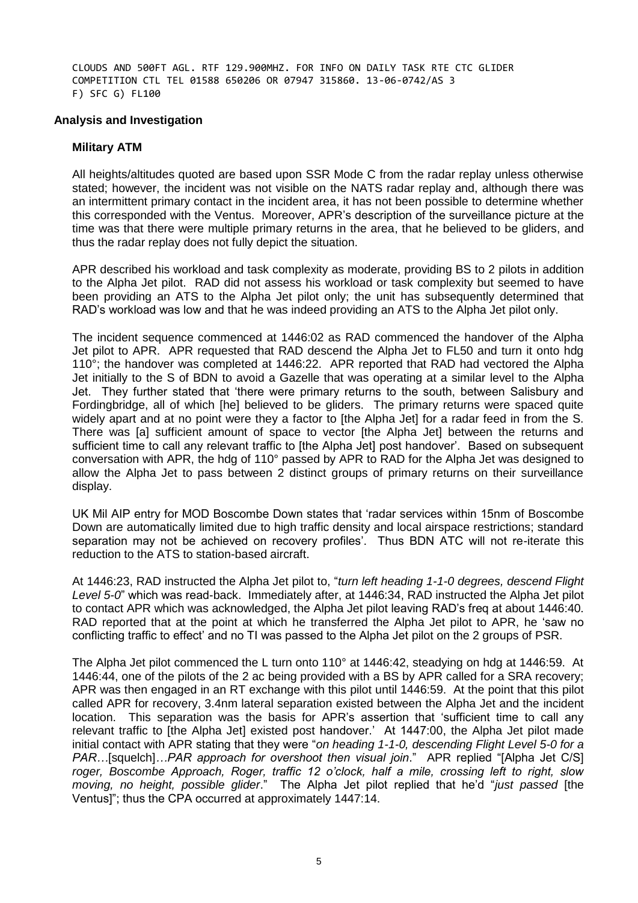```
CLOUDS AND 500FT AGL. RTF 129.900MHZ. FOR INFO ON DAILY TASK RTE CTC GLIDER
COMPETITION CTL TEL 01588 650206 OR 07947 315860. 13-06-0742/AS 3
F) SFC G) FL100
```

## Analysis and Investigation

### Military ATM

All heights/altitudes quoted are based upon SSR Mode C from the radar replay unless otherwise stated; however, the incident was not visible on the NATS radar replay and, although there was an intermittent primary contact in the incident area, it has not been possible to determine whether this corresponded with the Ventus. Moreover, APR's description of the surveillance picture at the time was that there were multiple primary returns in the area, that he believed to be gliders, and thus the radar replay does not fully depict the situation.

APR described his workload and task complexity as moderate, providing BS to 2 pilots in addition to the Alpha Jet pilot. RAD did not assess his workload or task complexity but seemed to have been providing an ATS to the Alpha Jet pilot only; the unit has subsequently determined that RAD's workload was low and that he was indeed providing an ATS to the Alpha Jet pilot only.

The incident sequence commenced at 1446:02 as RAD commenced the handover of the Alpha Jet pilot to APR. APR requested that RAD descend the Alpha Jet to FL50 and turn it onto hdg 110°; the handover was completed at 1446:22. APR reported that RAD had vectored the Alpha Jet initially to the S of BDN to avoid a Gazelle that was operating at a similar level to the Alpha Jet. They further stated that 'there were primary returns to the south, between Salisbury and Fordingbridge, all of which [he] believed to be gliders. The primary returns were spaced quite widely apart and at no point were they a factor to [the Alpha Jet] for a radar feed in from the S. There was [a] sufficient amount of space to vector [the Alpha Jet] between the returns and sufficient time to call any relevant traffic to [the Alpha Jet] post handover'. Based on subsequent conversation with APR, the hdg of 110° passed by APR to RAD for the Alpha Jet was designed to allow the Alpha Jet to pass between 2 distinct groups of primary returns on their surveillance display.

UK Mil AIP entry for MOD Boscombe Down states that 'radar services within 15nm of Boscombe Down are automatically limited due to high traffic density and local airspace restrictions; standard separation may not be achieved on recovery profiles'. Thus BDN ATC will not re-iterate this reduction to the ATS to station-based aircraft.

At 1446:23, RAD instructed the Alpha Jet pilot to, "*turn left heading 1-1-0 degrees, descend Flight Level 5-0*" which was read-back. Immediately after, at 1446:34, RAD instructed the Alpha Jet pilot to contact APR which was acknowledged, the Alpha Jet pilot leaving RAD's freq at about 1446:40. RAD reported that at the point at which he transferred the Alpha Jet pilot to APR, he 'saw no conflicting traffic to effect' and no TI was passed to the Alpha Jet pilot on the 2 groups of PSR.

The Alpha Jet pilot commenced the L turn onto 110° at 1446:42, steadying on hdg at 1446:59. At 1446:44, one of the pilots of the 2 ac being provided with a BS by APR called for a SRA recovery; APR was then engaged in an RT exchange with this pilot until 1446:59. At the point that this pilot called APR for recovery, 3.4nm lateral separation existed between the Alpha Jet and the incident location. This separation was the basis for APR's assertion that 'sufficient time to call any relevant traffic to [the Alpha Jet] existed post handover.' At 1447:00, the Alpha Jet pilot made initial contact with APR stating that they were "*on heading 1-1-0, descending Flight Level 5-0 for a PAR…*[squelch]*…PAR approach for overshoot then visual join*." APR replied "[Alpha Jet C/S] *roger, Boscombe Approach, Roger, traffic 12 o'clock, half a mile, crossing left to right, slow moving, no height, possible glider*." The Alpha Jet pilot replied that he'd "*just passed* [the Ventus]"; thus the CPA occurred at approximately 1447:14.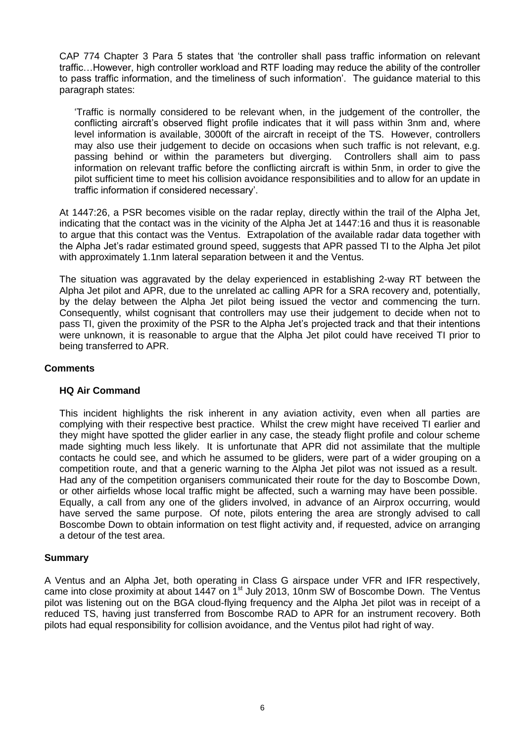CAP 774 Chapter 3 Para 5 states that 'the controller shall pass traffic information on relevant traffic…However, high controller workload and RTF loading may reduce the ability of the controller to pass traffic information, and the timeliness of such information'. The guidance material to this paragraph states:

> 'Traffic is normally considered to be relevant when, in the judgement of the controller, the conflicting aircraft's observed flight profile indicates that it will pass within 3nm and, where level information is available, 3000ft of the aircraft in receipt of the TS. However, controllers may also use their judgement to decide on occasions when such traffic is not relevant, e.g. passing behind or within the parameters but diverging. Controllers shall aim to pass information on relevant traffic before the conflicting aircraft is within 5nm, in order to give the pilot sufficient time to meet his collision avoidance responsibilities and to allow for an update in traffic information if considered necessary'.

At 1447:26, a PSR becomes visible on the radar replay, directly within the trail of the Alpha Jet, indicating that the contact was in the vicinity of the Alpha Jet at 1447:16 and thus it is reasonable to argue that this contact was the Ventus. Extrapolation of the available radar data together with the Alpha Jet's radar estimated ground speed, suggests that APR passed TI to the Alpha Jet pilot with approximately 1.1nm lateral separation between it and the Ventus.

The situation was aggravated by the delay experienced in establishing 2-way RT between the Alpha Jet pilot and APR, due to the unrelated ac calling APR for a SRA recovery and, potentially, by the delay between the Alpha Jet pilot being issued the vector and commencing the turn. Consequently, whilst cognisant that controllers may use their judgement to decide when not to pass TI, given the proximity of the PSR to the Alpha Jet's projected track and that their intentions were unknown, it is reasonable to argue that the Alpha Jet pilot could have received TI prior to being transferred to APR.

## Comments

### HQ Air Command

This incident highlights the risk inherent in any aviation activity, even when all parties are complying with their respective best practice. Whilst the crew might have received TI earlier and they might have spotted the glider earlier in any case, the steady flight profile and colour scheme made sighting much less likely. It is unfortunate that APR did not assimilate that the multiple contacts he could see, and which he assumed to be gliders, were part of a wider grouping on a competition route, and that a generic warning to the Alpha Jet pilot was not issued as a result. Had any of the competition organisers communicated their route for the day to Boscombe Down, or other airfields whose local traffic might be affected, such a warning may have been possible. Equally, a call from any one of the gliders involved, in advance of an Airprox occurring, would have served the same purpose. Of note, pilots entering the area are strongly advised to call Boscombe Down to obtain information on test flight activity and, if requested, advice on arranging a detour of the test area.

## Summary

A Ventus and an Alpha Jet, both operating in Class G airspace under VFR and IFR respectively, came into close proximity at about 1447 on 1st July 2013, 10nm SW of Boscombe Down. The Ventus pilot was listening out on the BGA cloud-flying frequency and the Alpha Jet pilot was in receipt of a reduced TS, having just transferred from Boscombe RAD to APR for an instrument recovery. Both pilots had equal responsibility for collision avoidance, and the Ventus pilot had right of way.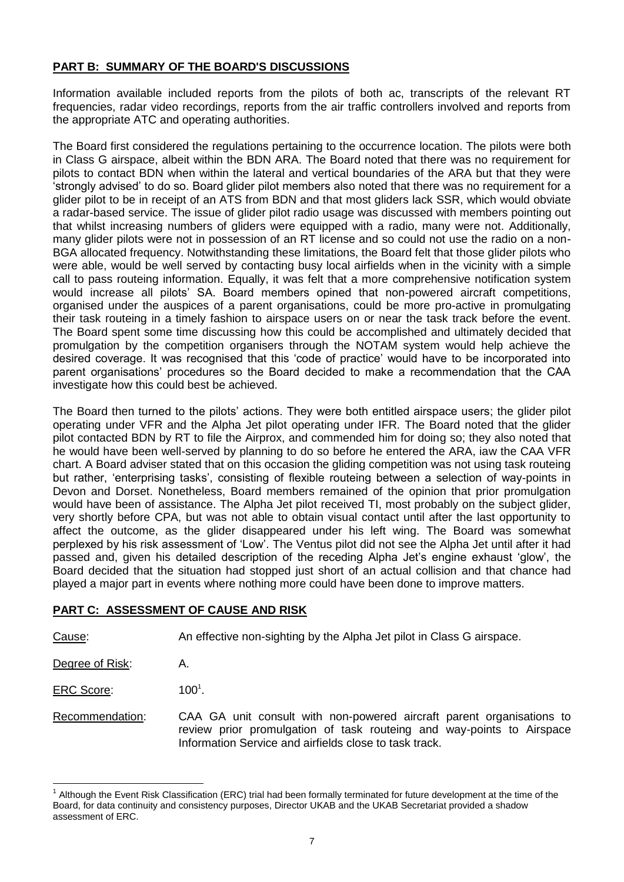## PART B: SUMMARY OF THE BOARD'S DISCUSSIONS

Information available included reports from the pilots of both ac, transcripts of the relevant RT frequencies, radar video recordings, reports from the air traffic controllers involved and reports from the appropriate ATC and operating authorities.

The Board first considered the regulations pertaining to the occurrence location. The pilots were both in Class G airspace, albeit within the BDN ARA. The Board noted that there was no requirement for pilots to contact BDN when within the lateral and vertical boundaries of the ARA but that they were 'strongly advised' to do so. Board glider pilot members also noted that there was no requirement for a glider pilot to be in receipt of an ATS from BDN and that most gliders lack SSR, which would obviate a radar-based service. The issue of glider pilot radio usage was discussed with members pointing out that whilst increasing numbers of gliders were equipped with a radio, many were not. Additionally, many glider pilots were not in possession of an RT license and so could not use the radio on a non-BGA allocated frequency. Notwithstanding these limitations, the Board felt that those glider pilots who were able, would be well served by contacting busy local airfields when in the vicinity with a simple call to pass routeing information. Equally, it was felt that a more comprehensive notification system would increase all pilots' SA. Board members opined that non-powered aircraft competitions, organised under the auspices of a parent organisations, could be more pro-active in promulgating their task routeing in a timely fashion to airspace users on or near the task track before the event. The Board spent some time discussing how this could be accomplished and ultimately decided that promulgation by the competition organisers through the NOTAM system would help achieve the desired coverage. It was recognised that this 'code of practice' would have to be incorporated into parent organisations' procedures so the Board decided to make a recommendation that the CAA investigate how this could best be achieved.

The Board then turned to the pilots' actions. They were both entitled airspace users; the glider pilot operating under VFR and the Alpha Jet pilot operating under IFR. The Board noted that the glider pilot contacted BDN by RT to file the Airprox, and commended him for doing so; they also noted that he would have been well-served by planning to do so before he entered the ARA, iaw the CAA VFR chart. A Board adviser stated that on this occasion the gliding competition was not using task routeing but rather, 'enterprising tasks', consisting of flexible routeing between a selection of way-points in Devon and Dorset. Nonetheless, Board members remained of the opinion that prior promulgation would have been of assistance. The Alpha Jet pilot received TI, most probably on the subject glider, very shortly before CPA, but was not able to obtain visual contact until after the last opportunity to affect the outcome, as the glider disappeared under his left wing. The Board was somewhat perplexed by his risk assessment of 'Low'. The Ventus pilot did not see the Alpha Jet until after it had passed and, given his detailed description of the receding Alpha Jet's engine exhaust 'glow', the Board decided that the situation had stopped just short of an actual collision and that chance had played a major part in events where nothing more could have been done to improve matters.

## PART C: ASSESSMENT OF CAUSE AND RISK

Cause: An effective non-sighting by the Alpha Jet pilot in Class G airspace.

Degree of Risk: A.

ERC Score: 100[1].

Recommendation: CAA GA unit consult with non-powered aircraft parent organisations to review prior promulgation of task routeing and way-points to Airspace Information Service and airfields close to task track.

[1] Although the Event Risk Classification (ERC) trial had been formally terminated for future development at the time of the Board, for data continuity and consistency purposes, Director UKAB and the UKAB Secretariat provided a shadow assessment of ERC.